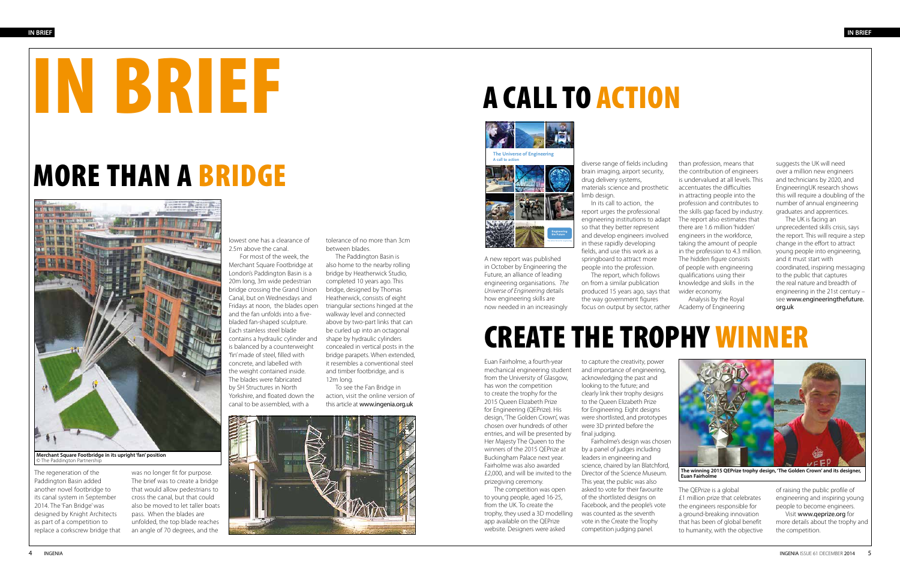# IN BRIEF

## MORE THAN A BRIDGE

**Merchant Square Footbridge in its upright 'fan' position**
© The Paddington Partnership

The regeneration of the Paddington Basin added another novel footbridge to its canal system in September 2014. The 'Fan Bridge' was designed by Knight Architects as part of a competition to replace a corkscrew bridge that was no longer fit for purpose. The brief was to create a bridge that would allow pedestrians to cross the canal, but that could also be moved to let taller boats pass. When the blades are unfolded, the top blade reaches an angle of 70 degrees, and the lowest one has a clearance of 2.5m above the canal.

For most of the week, the Merchant Square Footbridge at London's Paddington Basin is a 20m long, 3m wide pedestrian bridge crossing the Grand Union Canal, but on Wednesdays and Fridays at noon, the blades open and the fan unfolds into a five-bladed fan-shaped sculpture. Each stainless steel blade contains a hydraulic cylinder and is balanced by a counterweight 'fin' made of steel, filled with concrete, and labelled with the weight contained inside. The blades were fabricated by SH Structures in North Yorkshire, and floated down the canal to be assembled, with a tolerance of no more than 3cm between blades.

The Paddington Basin is also home to the nearby rolling bridge by Heatherwick Studio, completed 10 years ago. This bridge, designed by Thomas Heatherwick, consists of eight triangular sections hinged at the walkway level and connected above by two-part links that can be curled up into an octagonal shape by hydraulic cylinders concealed in vertical posts in the bridge parapets. When extended, it resembles a conventional steel and timber footbridge, and is 12m long.

To see the Fan Bridge in action, visit the online version of this article at www.ingenia.org.uk

## A CALL TO ACTION

A new report was published in October by Engineering the Future, an alliance of leading engineering organisations. *The Universe of Engineering* details how engineering skills are now needed in an increasingly diverse range of fields including brain imaging, airport security, drug delivery systems, materials science and prosthetic limb design.

In its call to action, the report urges the professional engineering institutions to adapt so that they better represent and develop engineers involved in these rapidly developing fields, and use this work as a springboard to attract more people into the profession.

The report, which follows on from a similar publication produced 15 years ago, says that the way government figures focus on output by sector, rather than profession, means that the contribution of engineers is undervalued at all levels. This accentuates the difficulties in attracting people into the profession and contributes to the skills gap faced by industry. The report also estimates that there are 1.6 million 'hidden' engineers in the workforce, taking the amount of people in the profession to 4.3 million. The hidden figure consists of people with engineering qualifications using their knowledge and skills in the wider economy.

Analysis by the Royal Academy of Engineering suggests the UK will need over a million new engineers and technicians by 2020, and EngineeringUK research shows this will require a doubling of the number of annual engineering graduates and apprentices.

The UK is facing an unprecedented skills crisis, says the report. This will require a step change in the effort to attract young people into engineering, and it must start with coordinated, inspiring messaging to the public that captures the real nature and breadth of engineering in the 21st century – see www.engineeringthefuture.org.uk

## CREATE THE TROPHY WINNER

Euan Fairholme, a fourth-year mechanical engineering student from the University of Glasgow, has won the competition to create the trophy for the 2015 Queen Elizabeth Prize for Engineering (QEPrize). His design, 'The Golden Crown', was chosen over hundreds of other entries, and will be presented by Her Majesty The Queen to the winners of the 2015 QEPrize at Buckingham Palace next year. Fairholme was also awarded £2,000, and will be invited to the prizegiving ceremony.

The competition was open to young people, aged 16-25, from the UK. To create the trophy, they used a 3D modelling app available on the QEPrize website. Designers were asked to capture the creativity, power and importance of engineering, acknowledging the past and looking to the future; and clearly link their trophy designs to the Queen Elizabeth Prize for Engineering. Eight designs were shortlisted, and prototypes were 3D printed before the final judging.

Fairholme's design was chosen by a panel of judges including leaders in engineering and science, chaired by Ian Blatchford, Director of the Science Museum. This year, the public was also asked to vote for their favourite of the shortlisted designs on Facebook, and the people's vote was counted as the seventh vote in the Create the Trophy competition judging panel.

**The winning 2015 QEPrize trophy design, 'The Golden Crown' and its designer, Euan Fairholme**

The QEPrize is a global £1 million prize that celebrates the engineers responsible for a ground-breaking innovation that has been of global benefit to humanity, with the objective of raising the public profile of engineering and inspiring young people to become engineers.

Visit www.qeprize.org for more details about the trophy and the competition.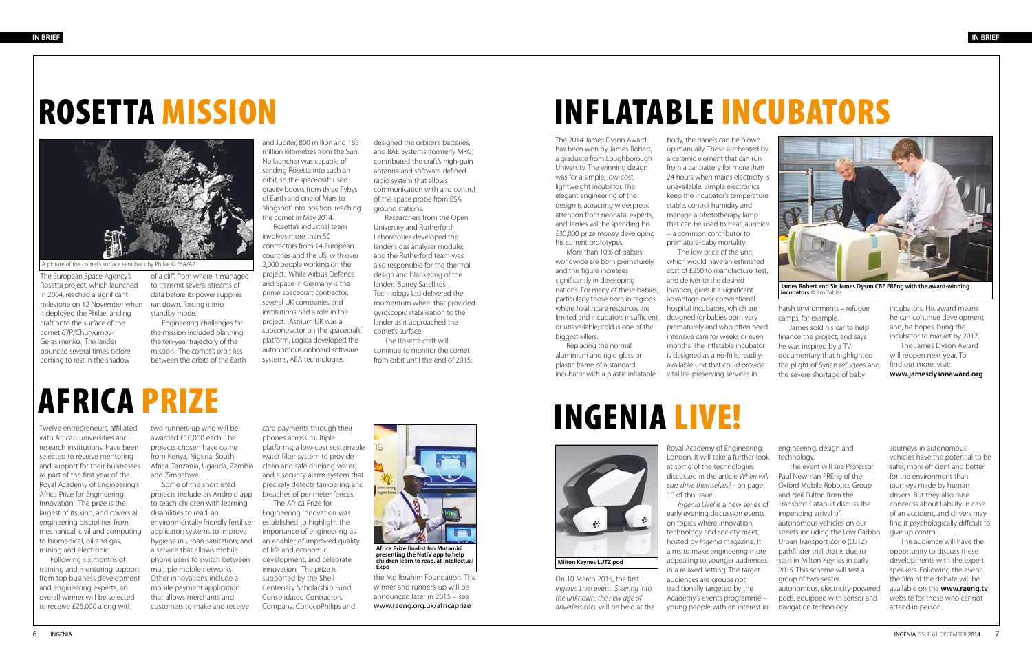# ROSETTA MISSION

A picture of the comet's surface sent back by Philae © ESA/AP

The European Space Agency's Rosetta project, which launched in 2004, reached a significant milestone on 12 November when it deployed the Philae landing craft onto the surface of the comet 67P/Churyumov-Gerasimenko. The lander bounced several times before coming to rest in the shadow of a cliff, from where it managed to transmit several streams of data before its power supplies ran down, forcing it into standby mode.

Engineering challenges for the mission included planning the ten-year trajectory of the mission. The comet's orbit lies between the orbits of the Earth and Jupiter, 800 million and 185 million kilometres from the Sun. No launcher was capable of sending Rosetta into such an orbit, so the spacecraft used gravity boosts from three flybys of Earth and one of Mars to 'slingshot' into position, reaching the comet in May 2014.

Rosetta's industrial team involves more than 50 contractors from 14 European countries and the US, with over 2,000 people working on the project. While Airbus Defence and Space in Germany is the prime spacecraft contractor, several UK companies and institutions had a role in the project. Astrium UK was a subcontractor on the spacecraft platform, Logica developed the autonomous onboard software systems, AEA technologies designed the orbiter's batteries, and BAE Systems (formerly MRC) contributed the craft's high-gain antenna and software defined radio system that allows communication with and control of the space probe from ESA ground stations.

Researchers from the Open University and Rutherford Laboratories developed the lander's gas analyser module; and the Rutherford team was also responsible for the thermal design and blanketing of the lander. Surrey Satellites Technology Ltd delivered the momentum wheel that provided gyroscopic stabilisation to the lander as it approached the comet's surface.

The Rosetta craft will continue to monitor the comet from orbit until the end of 2015.

# AFRICA PRIZE

Twelve entrepreneurs, affiliated with African universities and research institutions, have been selected to receive mentoring and support for their businesses as part of the first year of the Royal Academy of Engineering's Africa Prize for Engineering Innovation. The prize is the largest of its kind, and covers all engineering disciplines from mechanical, civil and computing to biomedical, oil and gas, mining and electronic.

Following six months of training and mentoring support from top business development and engineering experts, an overall winner will be selected to receive £25,000 along with two runners-up who will be awarded £10,000 each. The projects chosen have come from Kenya, Nigeria, South Africa, Tanzania, Uganda, Zambia and Zimbabwe.

Some of the shortlisted projects include an Android app to teach children with learning disabilities to read; an environmentally friendly fertiliser applicator; systems to improve hygiene in urban sanitation; and a service that allows mobile phone users to switch between multiple mobile networks. Other innovations include a mobile payment application that allows merchants and customers to make and receive card payments through their phones across multiple platforms; a low-cost sustainable water filter system to provide clean and safe drinking water; and a security alarm system that precisely detects tampering and breaches of perimeter fences.

The Africa Prize for Engineering Innovation was established to highlight the importance of engineering as an enabler of improved quality of life and economic development, and celebrate innovation. The prize is supported by the Shell Centenary Scholarship Fund, Consolidated Contractors Company, ConocoPhilips and the Mo Ibrahim Foundation. The winner and runners-up will be announced later in 2015 – see **www.raeng.org.uk/africaprize**

**Africa Prize finalist Ian Mutamiri presenting the NatiV app to help children learn to read, at Intellectual Expo**

# INFLATABLE INCUBATORS

The 2014 James Dyson Award has been won by James Robert, a graduate from Loughborough University. The winning design was for a simple, low-cost, lightweight incubator. The elegant engineering of the design is attracting widespread attention from neonatal experts, and James will be spending his £30,000 prize money developing his current prototypes.

More than 10% of babies worldwide are born prematurely, and this figure increases significantly in developing nations. For many of these babies, particularly those born in regions where healthcare resources are limited and incubators insufficient or unavailable, cold is one of the biggest killers.

Replacing the normal aluminium and rigid glass or plastic frame of a standard incubator with a plastic inflatable body, the panels can be blown up manually. These are heated by a ceramic element that can run from a car battery for more than 24 hours when mains electricity is unavailable. Simple electronics keep the incubator's temperature stable, control humidity and manage a phototherapy lamp that can be used to treat jaundice – a common contributor to premature-baby mortality.

The low price of the unit, which would have an estimated cost of £250 to manufacture, test, and deliver to the desired location, gives it a significant advantage over conventional hospital incubators, which are designed for babies born very prematurely and who often need intensive care for weeks or even months. The inflatable incubator is designed as a no-frills, readily-available unit that could provide vital life-preserving services in harsh environments – refugee camps, for example.

**James Robert and Sir James Dyson CBE FREng with the award-winning incubators** © Jim Tobias

James sold his car to help finance the project, and says he was inspired by a TV documentary that highlighted the plight of Syrian refugees and the severe shortage of baby incubators. His award means he can continue development and, he hopes, bring the incubator to market by 2017.

The James Dyson Award will reopen next year. To find out more, visit: **www.jamesdysonaward.org**

# INGENIA LIVE!

**Milton Keynes LUTZ pod**

On 10 March 2015, the first *Ingenia Live!* event, *Steering into the unknown: the new age of driverless cars*, will be held at the Royal Academy of Engineering, London. It will take a further look at some of the technologies discussed in the article *When will cars drive themselves?* - on page 10 of this issue.

*Ingenia Live!* is a new series of early evening discussion events on topics where innovation, technology and society meet, hosted by *Ingenia* magazine. It aims to make engineering more appealing to younger audiences, in a relaxed setting. The target audiences are groups not traditionally targeted by the Academy's events programme – young people with an interest in engineering, design and technology.

The event will see Professor Paul Newman FREng of the Oxford Mobile Robotics Group and Neil Fulton from the Transport Catapult discuss the impending arrival of autonomous vehicles on our streets including the Low Carbon Urban Transport Zone (LUTZ) pathfinder trial that is due to start in Milton Keynes in early 2015. This scheme will test a group of two-seater autonomous, electricity-powered pods, equipped with sensor and navigation technology.

Journeys in autonomous vehicles have the potential to be safer, more efficient and better for the environment than journeys made by human drivers. But they also raise concerns about liability in case of an accident, and drivers may find it psychologically difficult to give up control.

The audience will have the opportunity to discuss these developments with the expert speakers. Following the event, the film of the debate will be available on the **www.raeng.tv** website for those who cannot attend in person.